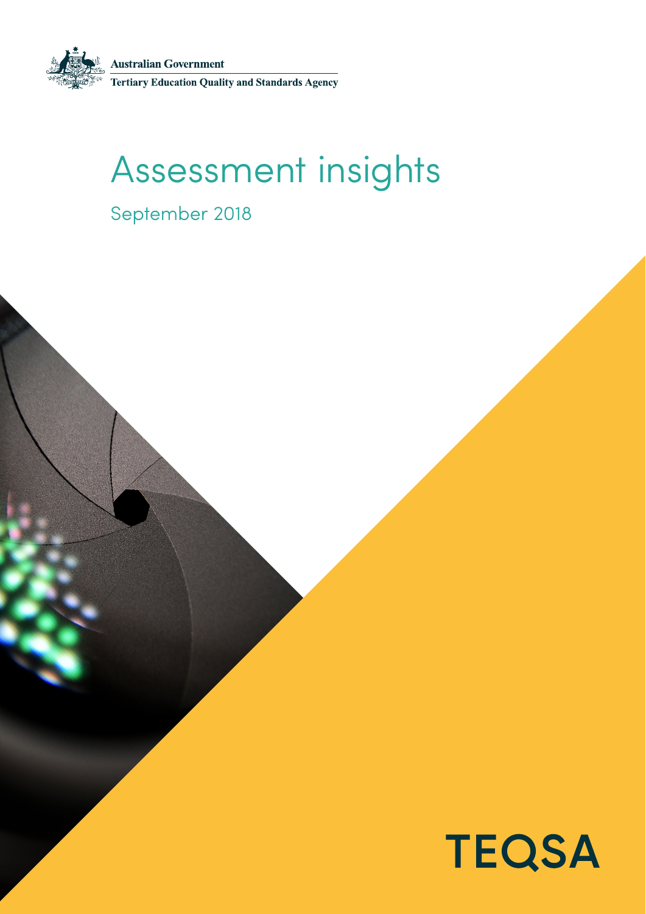Australian Government

Tertiary Education Quality and Standards Agency

# Assessment insights

September 2018

TEQSA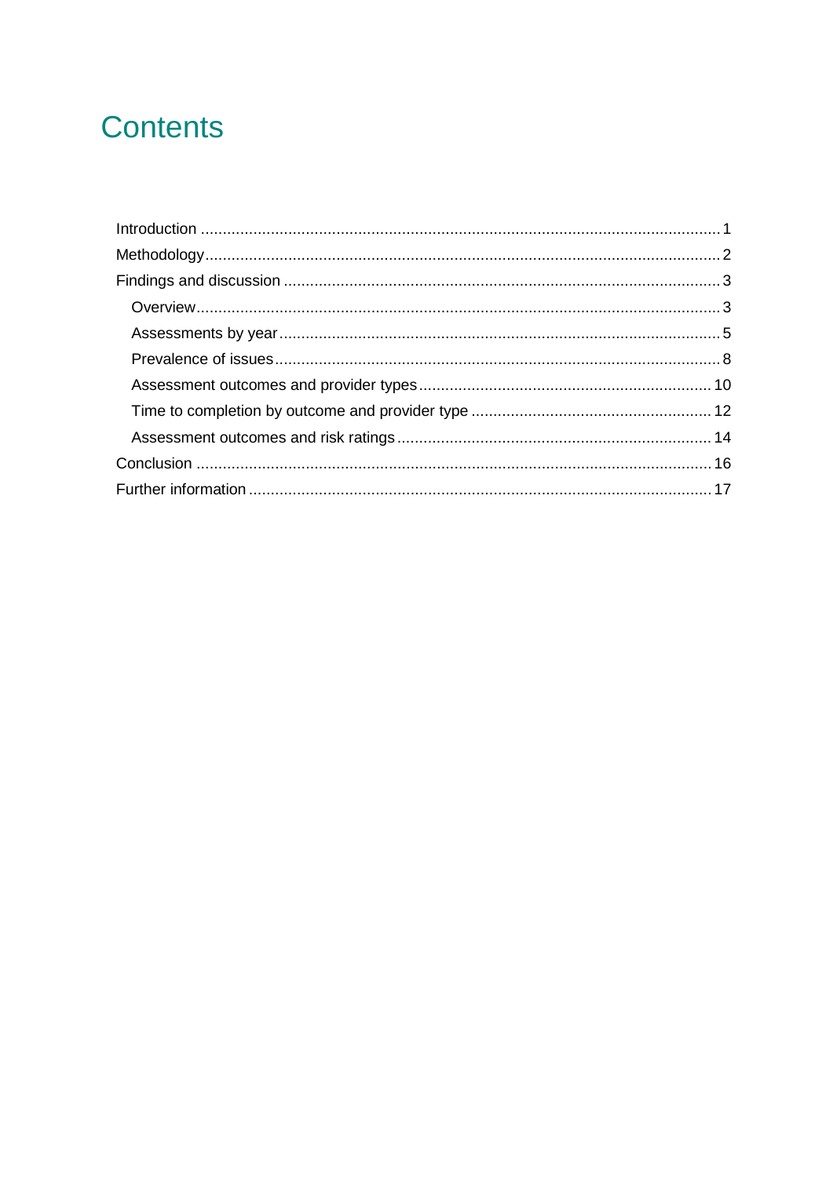# Contents

- Introduction ..... 1
- Methodology ..... 2
- Findings and discussion ..... 3
  - Overview ..... 3
  - Assessments by year ..... 5
  - Prevalence of issues ..... 8
  - Assessment outcomes and provider types ..... 10
  - Time to completion by outcome and provider type ..... 12
  - Assessment outcomes and risk ratings ..... 14
- Conclusion ..... 16
- Further information ..... 17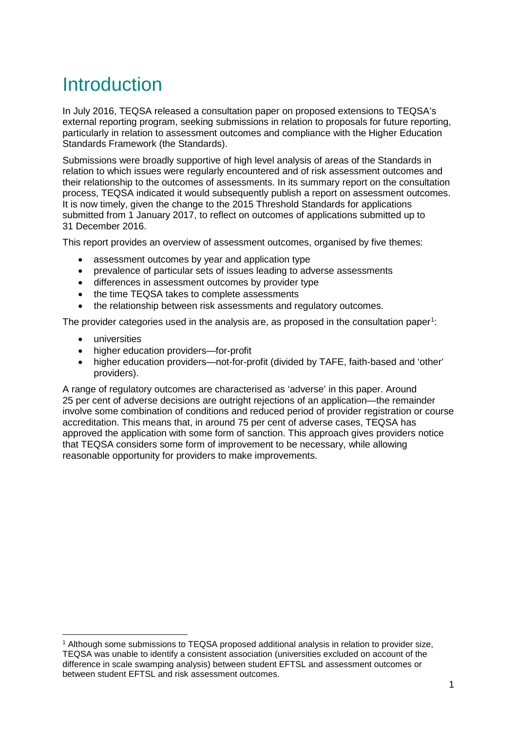# Introduction

In July 2016, TEQSA released a consultation paper on proposed extensions to TEQSA's external reporting program, seeking submissions in relation to proposals for future reporting, particularly in relation to assessment outcomes and compliance with the Higher Education Standards Framework (the Standards).

Submissions were broadly supportive of high level analysis of areas of the Standards in relation to which issues were regularly encountered and of risk assessment outcomes and their relationship to the outcomes of assessments. In its summary report on the consultation process, TEQSA indicated it would subsequently publish a report on assessment outcomes. It is now timely, given the change to the 2015 Threshold Standards for applications submitted from 1 January 2017, to reflect on outcomes of applications submitted up to 31 December 2016.

This report provides an overview of assessment outcomes, organised by five themes:

- assessment outcomes by year and application type
- prevalence of particular sets of issues leading to adverse assessments
- differences in assessment outcomes by provider type
- the time TEQSA takes to complete assessments
- the relationship between risk assessments and regulatory outcomes.

The provider categories used in the analysis are, as proposed in the consultation paper[1]:

- universities
- higher education providers—for-profit
- higher education providers—not-for-profit (divided by TAFE, faith-based and 'other' providers).

A range of regulatory outcomes are characterised as 'adverse' in this paper. Around 25 per cent of adverse decisions are outright rejections of an application—the remainder involve some combination of conditions and reduced period of provider registration or course accreditation. This means that, in around 75 per cent of adverse cases, TEQSA has approved the application with some form of sanction. This approach gives providers notice that TEQSA considers some form of improvement to be necessary, while allowing reasonable opportunity for providers to make improvements.

---

[1] Although some submissions to TEQSA proposed additional analysis in relation to provider size, TEQSA was unable to identify a consistent association (universities excluded on account of the difference in scale swamping analysis) between student EFTSL and assessment outcomes or between student EFTSL and risk assessment outcomes.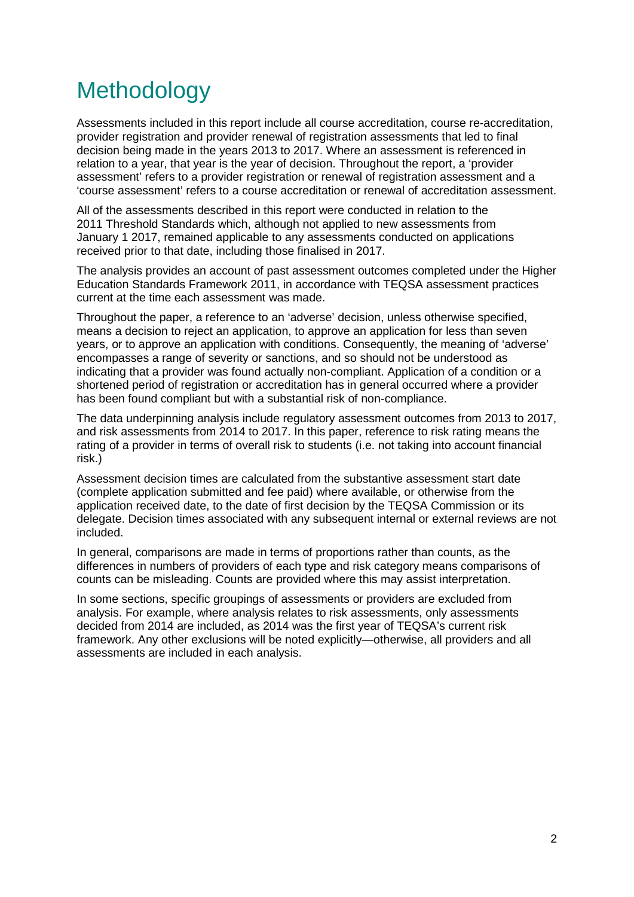# Methodology

Assessments included in this report include all course accreditation, course re-accreditation, provider registration and provider renewal of registration assessments that led to final decision being made in the years 2013 to 2017. Where an assessment is referenced in relation to a year, that year is the year of decision. Throughout the report, a 'provider assessment' refers to a provider registration or renewal of registration assessment and a 'course assessment' refers to a course accreditation or renewal of accreditation assessment.

All of the assessments described in this report were conducted in relation to the 2011 Threshold Standards which, although not applied to new assessments from January 1 2017, remained applicable to any assessments conducted on applications received prior to that date, including those finalised in 2017.

The analysis provides an account of past assessment outcomes completed under the Higher Education Standards Framework 2011, in accordance with TEQSA assessment practices current at the time each assessment was made.

Throughout the paper, a reference to an 'adverse' decision, unless otherwise specified, means a decision to reject an application, to approve an application for less than seven years, or to approve an application with conditions. Consequently, the meaning of 'adverse' encompasses a range of severity or sanctions, and so should not be understood as indicating that a provider was found actually non-compliant. Application of a condition or a shortened period of registration or accreditation has in general occurred where a provider has been found compliant but with a substantial risk of non-compliance.

The data underpinning analysis include regulatory assessment outcomes from 2013 to 2017, and risk assessments from 2014 to 2017. In this paper, reference to risk rating means the rating of a provider in terms of overall risk to students (i.e. not taking into account financial risk.)

Assessment decision times are calculated from the substantive assessment start date (complete application submitted and fee paid) where available, or otherwise from the application received date, to the date of first decision by the TEQSA Commission or its delegate. Decision times associated with any subsequent internal or external reviews are not included.

In general, comparisons are made in terms of proportions rather than counts, as the differences in numbers of providers of each type and risk category means comparisons of counts can be misleading. Counts are provided where this may assist interpretation.

In some sections, specific groupings of assessments or providers are excluded from analysis. For example, where analysis relates to risk assessments, only assessments decided from 2014 are included, as 2014 was the first year of TEQSA's current risk framework. Any other exclusions will be noted explicitly—otherwise, all providers and all assessments are included in each analysis.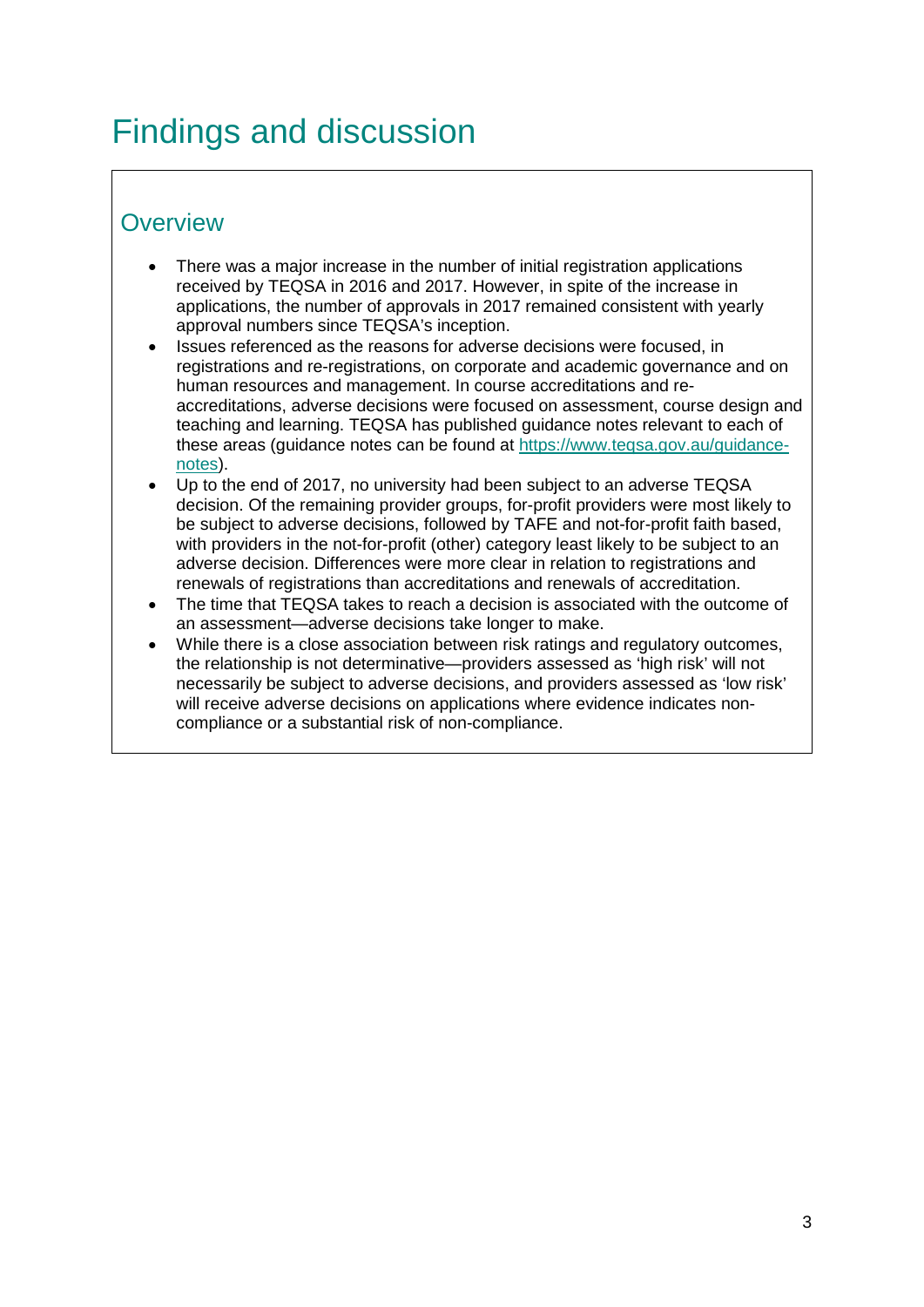# Findings and discussion

## Overview

- There was a major increase in the number of initial registration applications received by TEQSA in 2016 and 2017. However, in spite of the increase in applications, the number of approvals in 2017 remained consistent with yearly approval numbers since TEQSA's inception.
- Issues referenced as the reasons for adverse decisions were focused, in registrations and re-registrations, on corporate and academic governance and on human resources and management. In course accreditations and re-accreditations, adverse decisions were focused on assessment, course design and teaching and learning. TEQSA has published guidance notes relevant to each of these areas (guidance notes can be found at [https://www.teqsa.gov.au/guidance-notes](https://www.teqsa.gov.au/guidance-notes)).
- Up to the end of 2017, no university had been subject to an adverse TEQSA decision. Of the remaining provider groups, for-profit providers were most likely to be subject to adverse decisions, followed by TAFE and not-for-profit faith based, with providers in the not-for-profit (other) category least likely to be subject to an adverse decision. Differences were more clear in relation to registrations and renewals of registrations than accreditations and renewals of accreditation.
- The time that TEQSA takes to reach a decision is associated with the outcome of an assessment—adverse decisions take longer to make.
- While there is a close association between risk ratings and regulatory outcomes, the relationship is not determinative—providers assessed as 'high risk' will not necessarily be subject to adverse decisions, and providers assessed as 'low risk' will receive adverse decisions on applications where evidence indicates non-compliance or a substantial risk of non-compliance.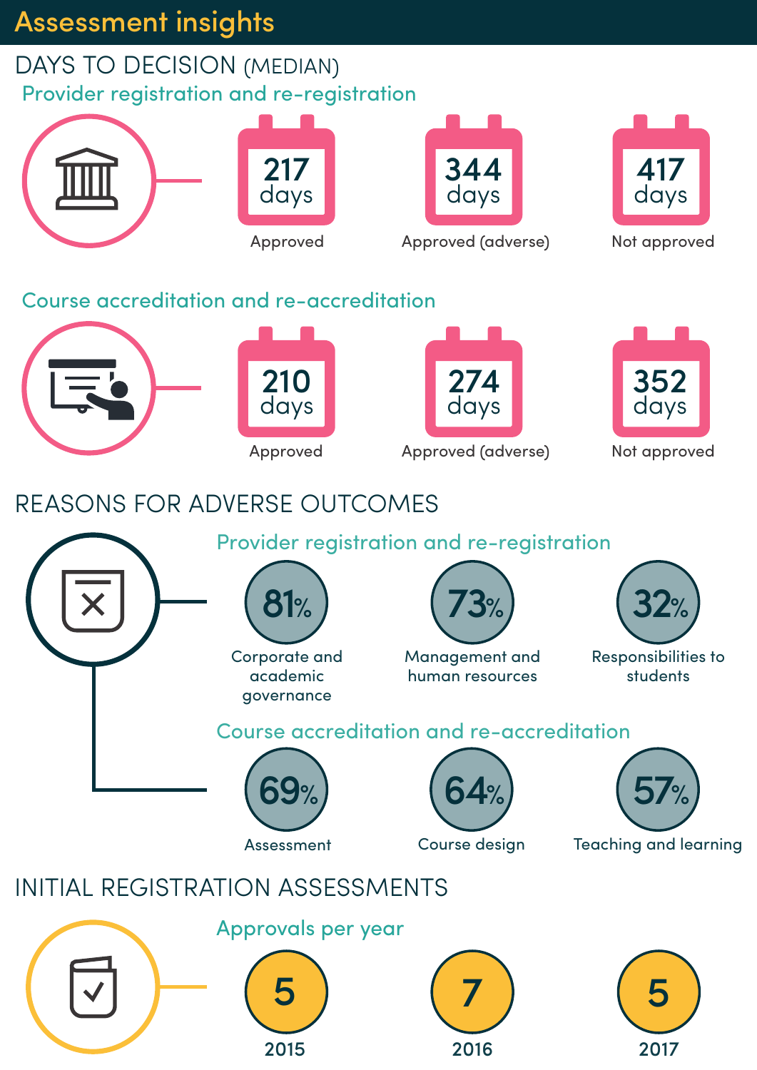# Assessment insights

## DAYS TO DECISION (MEDIAN)

### Provider registration and re-registration

| Approved | Approved (adverse) | Not approved |
|---|---|---|
| 217 days | 344 days | 417 days |

### Course accreditation and re-accreditation

| Approved | Approved (adverse) | Not approved |
|---|---|---|
| 210 days | 274 days | 352 days |

## REASONS FOR ADVERSE OUTCOMES

### Provider registration and re-registration

- 81% Corporate and academic governance
- 73% Management and human resources
- 32% Responsibilities to students

### Course accreditation and re-accreditation

- 69% Assessment
- 64% Course design
- 57% Teaching and learning

## INITIAL REGISTRATION ASSESSMENTS

### Approvals per year

| 2015 | 2016 | 2017 |
|---|---|---|
| 5 | 7 | 5 |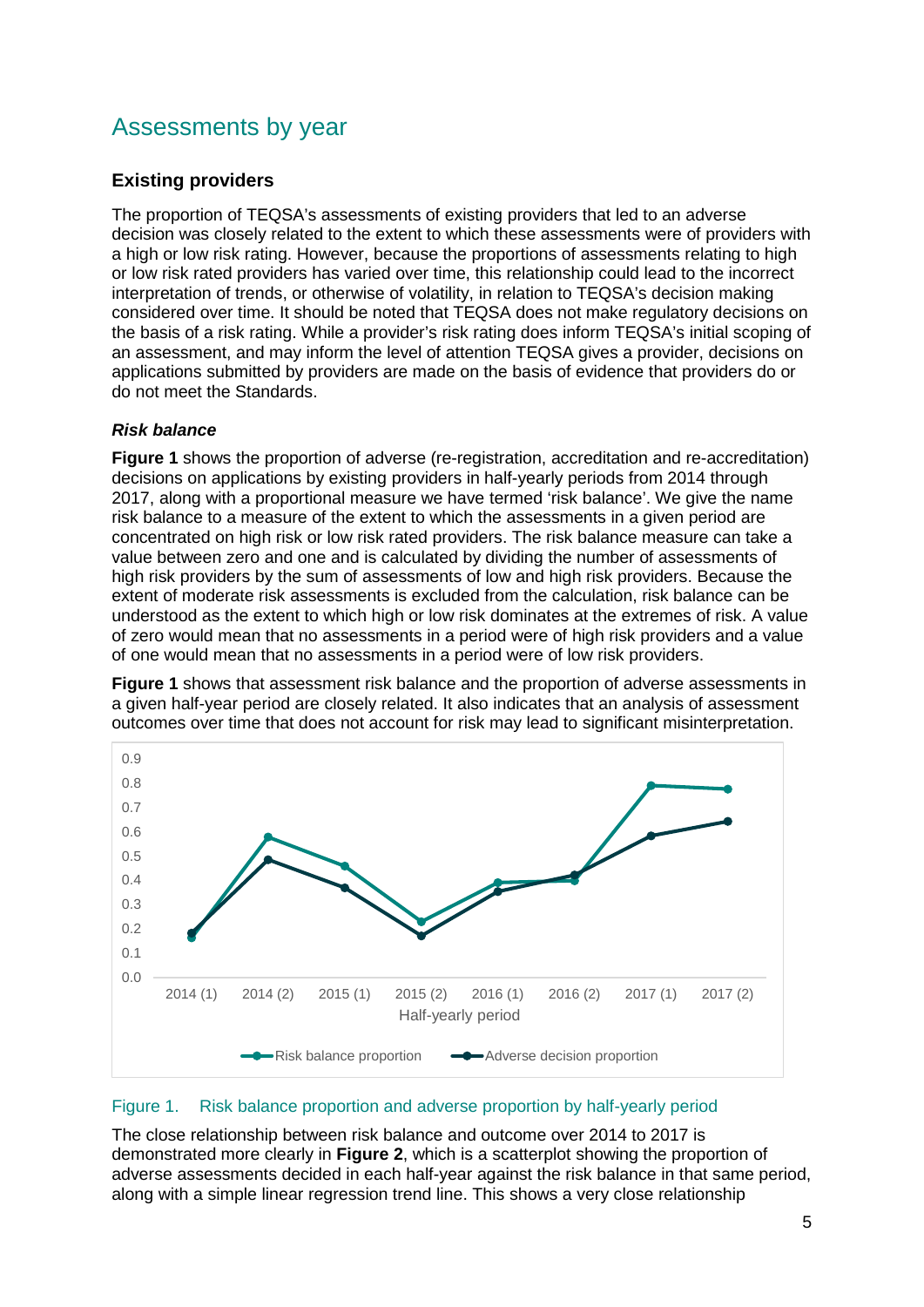## Assessments by year

### Existing providers

The proportion of TEQSA's assessments of existing providers that led to an adverse decision was closely related to the extent to which these assessments were of providers with a high or low risk rating. However, because the proportions of assessments relating to high or low risk rated providers has varied over time, this relationship could lead to the incorrect interpretation of trends, or otherwise of volatility, in relation to TEQSA's decision making considered over time. It should be noted that TEQSA does not make regulatory decisions on the basis of a risk rating. While a provider's risk rating does inform TEQSA's initial scoping of an assessment, and may inform the level of attention TEQSA gives a provider, decisions on applications submitted by providers are made on the basis of evidence that providers do or do not meet the Standards.

#### *Risk balance*

**Figure 1** shows the proportion of adverse (re-registration, accreditation and re-accreditation) decisions on applications by existing providers in half-yearly periods from 2014 through 2017, along with a proportional measure we have termed 'risk balance'. We give the name risk balance to a measure of the extent to which the assessments in a given period are concentrated on high risk or low risk rated providers. The risk balance measure can take a value between zero and one and is calculated by dividing the number of assessments of high risk providers by the sum of assessments of low and high risk providers. Because the extent of moderate risk assessments is excluded from the calculation, risk balance can be understood as the extent to which high or low risk dominates at the extremes of risk. A value of zero would mean that no assessments in a period were of high risk providers and a value of one would mean that no assessments in a period were of low risk providers.

**Figure 1** shows that assessment risk balance and the proportion of adverse assessments in a given half-year period are closely related. It also indicates that an analysis of assessment outcomes over time that does not account for risk may lead to significant misinterpretation.

Figure 1. Risk balance proportion and adverse proportion by half-yearly period

The close relationship between risk balance and outcome over 2014 to 2017 is demonstrated more clearly in **Figure 2**, which is a scatterplot showing the proportion of adverse assessments decided in each half-year against the risk balance in that same period, along with a simple linear regression trend line. This shows a very close relationship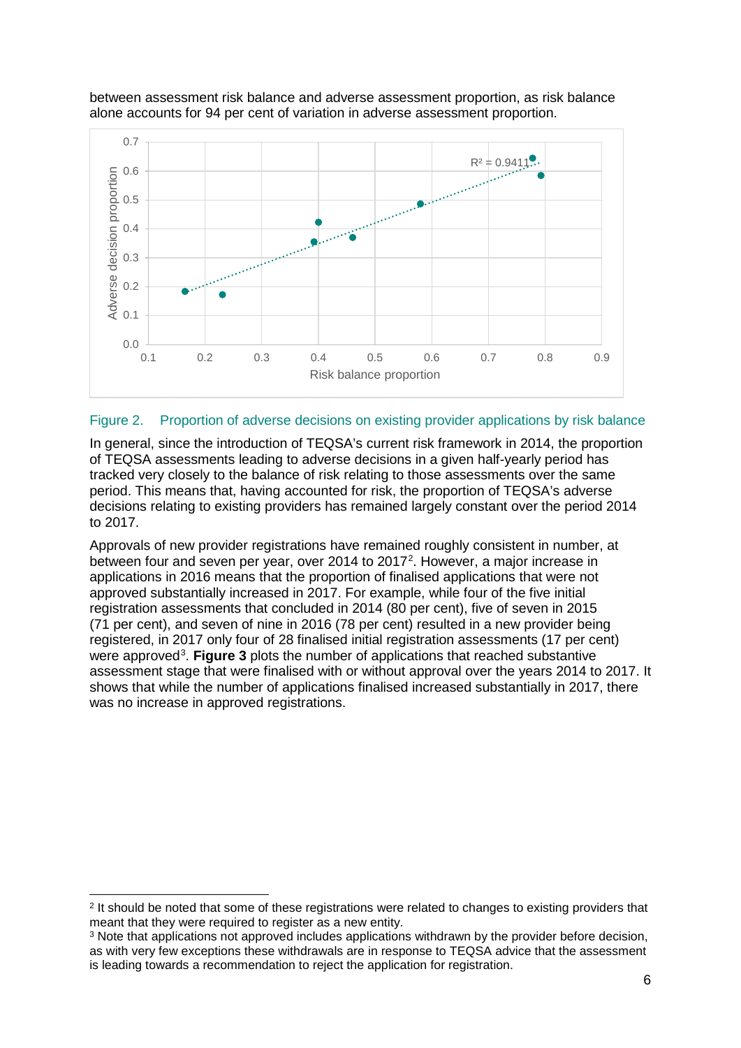between assessment risk balance and adverse assessment proportion, as risk balance alone accounts for 94 per cent of variation in adverse assessment proportion.

Figure 2. Proportion of adverse decisions on existing provider applications by risk balance

In general, since the introduction of TEQSA's current risk framework in 2014, the proportion of TEQSA assessments leading to adverse decisions in a given half-yearly period has tracked very closely to the balance of risk relating to those assessments over the same period. This means that, having accounted for risk, the proportion of TEQSA's adverse decisions relating to existing providers has remained largely constant over the period 2014 to 2017.

Approvals of new provider registrations have remained roughly consistent in number, at between four and seven per year, over 2014 to 2017[2]. However, a major increase in applications in 2016 means that the proportion of finalised applications that were not approved substantially increased in 2017. For example, while four of the five initial registration assessments that concluded in 2014 (80 per cent), five of seven in 2015 (71 per cent), and seven of nine in 2016 (78 per cent) resulted in a new provider being registered, in 2017 only four of 28 finalised initial registration assessments (17 per cent) were approved[3]. **Figure 3** plots the number of applications that reached substantive assessment stage that were finalised with or without approval over the years 2014 to 2017. It shows that while the number of applications finalised increased substantially in 2017, there was no increase in approved registrations.

---

[2] It should be noted that some of these registrations were related to changes to existing providers that meant that they were required to register as a new entity.

[3] Note that applications not approved includes applications withdrawn by the provider before decision, as with very few exceptions these withdrawals are in response to TEQSA advice that the assessment is leading towards a recommendation to reject the application for registration.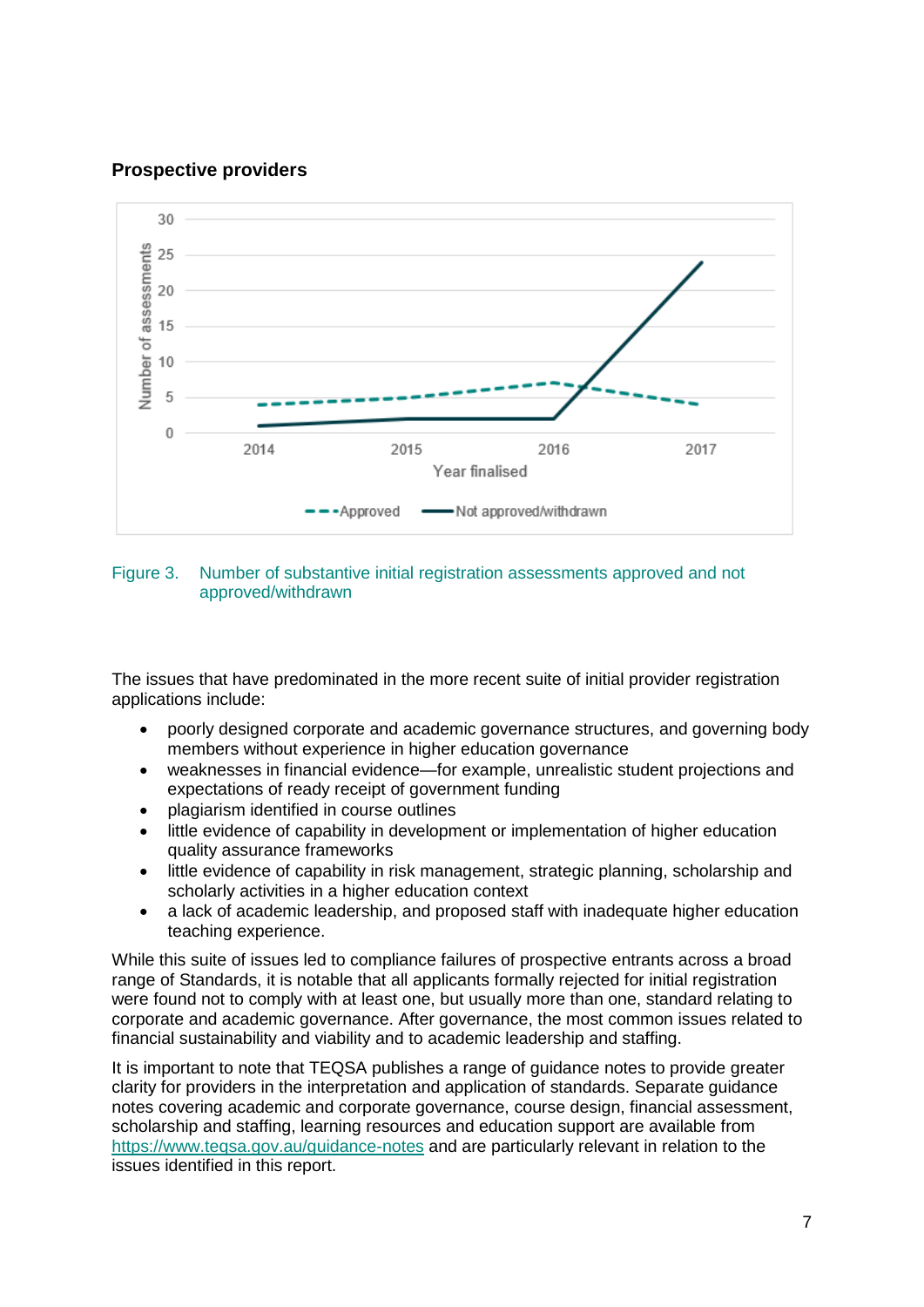## Prospective providers

Figure 3. Number of substantive initial registration assessments approved and not approved/withdrawn

The issues that have predominated in the more recent suite of initial provider registration applications include:

- poorly designed corporate and academic governance structures, and governing body members without experience in higher education governance
- weaknesses in financial evidence—for example, unrealistic student projections and expectations of ready receipt of government funding
- plagiarism identified in course outlines
- little evidence of capability in development or implementation of higher education quality assurance frameworks
- little evidence of capability in risk management, strategic planning, scholarship and scholarly activities in a higher education context
- a lack of academic leadership, and proposed staff with inadequate higher education teaching experience.

While this suite of issues led to compliance failures of prospective entrants across a broad range of Standards, it is notable that all applicants formally rejected for initial registration were found not to comply with at least one, but usually more than one, standard relating to corporate and academic governance. After governance, the most common issues related to financial sustainability and viability and to academic leadership and staffing.

It is important to note that TEQSA publishes a range of guidance notes to provide greater clarity for providers in the interpretation and application of standards. Separate guidance notes covering academic and corporate governance, course design, financial assessment, scholarship and staffing, learning resources and education support are available from https://www.teqsa.gov.au/guidance-notes and are particularly relevant in relation to the issues identified in this report.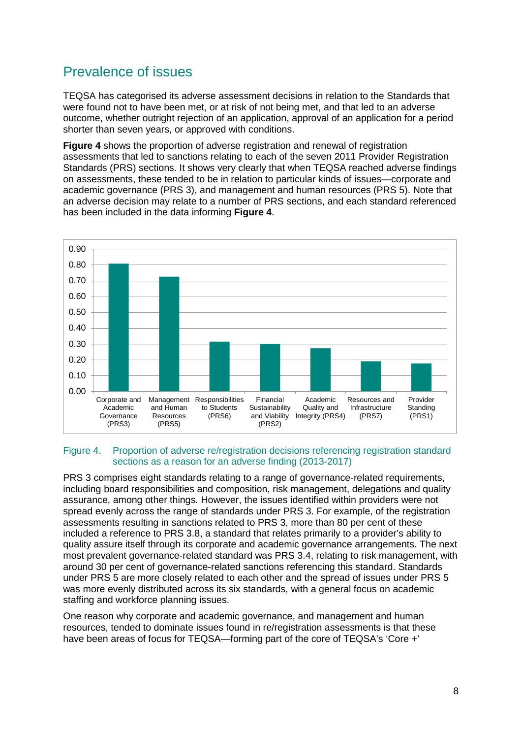## Prevalence of issues

TEQSA has categorised its adverse assessment decisions in relation to the Standards that were found not to have been met, or at risk of not being met, and that led to an adverse outcome, whether outright rejection of an application, approval of an application for a period shorter than seven years, or approved with conditions.

**Figure 4** shows the proportion of adverse registration and renewal of registration assessments that led to sanctions relating to each of the seven 2011 Provider Registration Standards (PRS) sections. It shows very clearly that when TEQSA reached adverse findings on assessments, these tended to be in relation to particular kinds of issues—corporate and academic governance (PRS 3), and management and human resources (PRS 5). Note that an adverse decision may relate to a number of PRS sections, and each standard referenced has been included in the data informing **Figure 4**.

Figure 4. Proportion of adverse re/registration decisions referencing registration standard sections as a reason for an adverse finding (2013-2017)

PRS 3 comprises eight standards relating to a range of governance-related requirements, including board responsibilities and composition, risk management, delegations and quality assurance, among other things. However, the issues identified within providers were not spread evenly across the range of standards under PRS 3. For example, of the registration assessments resulting in sanctions related to PRS 3, more than 80 per cent of these included a reference to PRS 3.8, a standard that relates primarily to a provider's ability to quality assure itself through its corporate and academic governance arrangements. The next most prevalent governance-related standard was PRS 3.4, relating to risk management, with around 30 per cent of governance-related sanctions referencing this standard. Standards under PRS 5 are more closely related to each other and the spread of issues under PRS 5 was more evenly distributed across its six standards, with a general focus on academic staffing and workforce planning issues.

One reason why corporate and academic governance, and management and human resources, tended to dominate issues found in re/registration assessments is that these have been areas of focus for TEQSA—forming part of the core of TEQSA's 'Core +'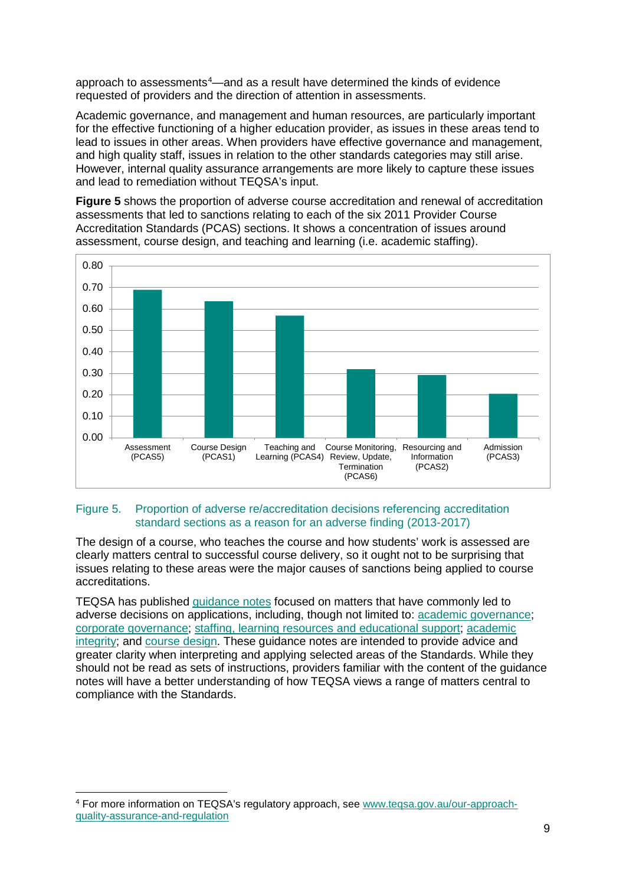approach to assessments[4]—and as a result have determined the kinds of evidence requested of providers and the direction of attention in assessments.

Academic governance, and management and human resources, are particularly important for the effective functioning of a higher education provider, as issues in these areas tend to lead to issues in other areas. When providers have effective governance and management, and high quality staff, issues in relation to the other standards categories may still arise. However, internal quality assurance arrangements are more likely to capture these issues and lead to remediation without TEQSA's input.

**Figure 5** shows the proportion of adverse course accreditation and renewal of accreditation assessments that led to sanctions relating to each of the six 2011 Provider Course Accreditation Standards (PCAS) sections. It shows a concentration of issues around assessment, course design, and teaching and learning (i.e. academic staffing).

Figure 5. Proportion of adverse re/accreditation decisions referencing accreditation standard sections as a reason for an adverse finding (2013-2017)

The design of a course, who teaches the course and how students' work is assessed are clearly matters central to successful course delivery, so it ought not to be surprising that issues relating to these areas were the major causes of sanctions being applied to course accreditations.

TEQSA has published guidance notes focused on matters that have commonly led to adverse decisions on applications, including, though not limited to: academic governance; corporate governance; staffing, learning resources and educational support; academic integrity; and course design. These guidance notes are intended to provide advice and greater clarity when interpreting and applying selected areas of the Standards. While they should not be read as sets of instructions, providers familiar with the content of the guidance notes will have a better understanding of how TEQSA views a range of matters central to compliance with the Standards.

---

[4] For more information on TEQSA's regulatory approach, see www.teqsa.gov.au/our-approach-quality-assurance-and-regulation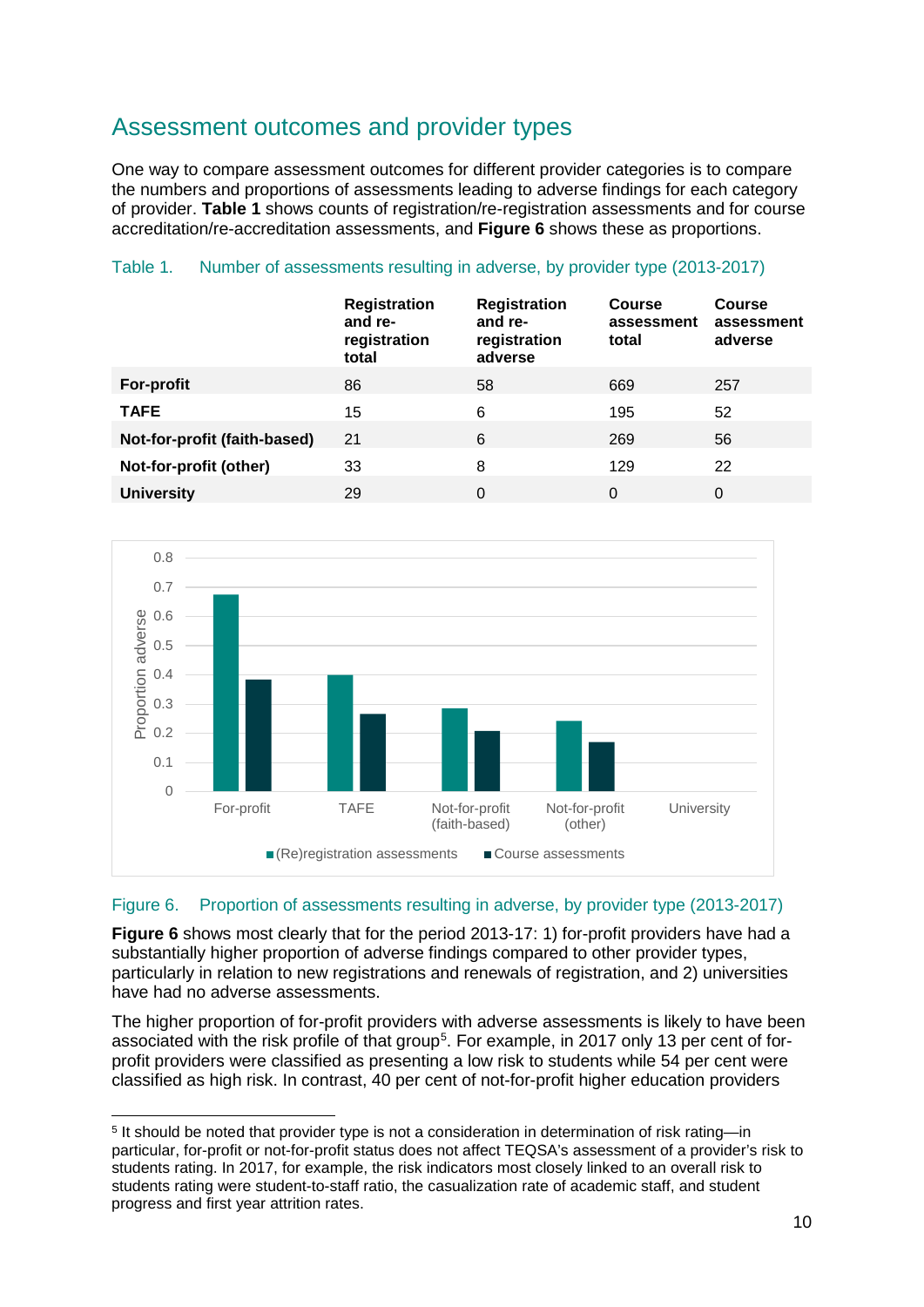## Assessment outcomes and provider types

One way to compare assessment outcomes for different provider categories is to compare the numbers and proportions of assessments leading to adverse findings for each category of provider. **Table 1** shows counts of registration/re-registration assessments and for course accreditation/re-accreditation assessments, and **Figure 6** shows these as proportions.

Table 1. Number of assessments resulting in adverse, by provider type (2013-2017)

| | Registration and re-registration total | Registration and re-registration adverse | Course assessment total | Course assessment adverse |
|---|---|---|---|---|
| **For-profit** | 86 | 58 | 669 | 257 |
| **TAFE** | 15 | 6 | 195 | 52 |
| **Not-for-profit (faith-based)** | 21 | 6 | 269 | 56 |
| **Not-for-profit (other)** | 33 | 8 | 129 | 22 |
| **University** | 29 | 0 | 0 | 0 |

Figure 6. Proportion of assessments resulting in adverse, by provider type (2013-2017)

**Figure 6** shows most clearly that for the period 2013-17: 1) for-profit providers have had a substantially higher proportion of adverse findings compared to other provider types, particularly in relation to new registrations and renewals of registration, and 2) universities have had no adverse assessments.

The higher proportion of for-profit providers with adverse assessments is likely to have been associated with the risk profile of that group[5]. For example, in 2017 only 13 per cent of for-profit providers were classified as presenting a low risk to students while 54 per cent were classified as high risk. In contrast, 40 per cent of not-for-profit higher education providers

[5] It should be noted that provider type is not a consideration in determination of risk rating—in particular, for-profit or not-for-profit status does not affect TEQSA's assessment of a provider's risk to students rating. In 2017, for example, the risk indicators most closely linked to an overall risk to students rating were student-to-staff ratio, the casualization rate of academic staff, and student progress and first year attrition rates.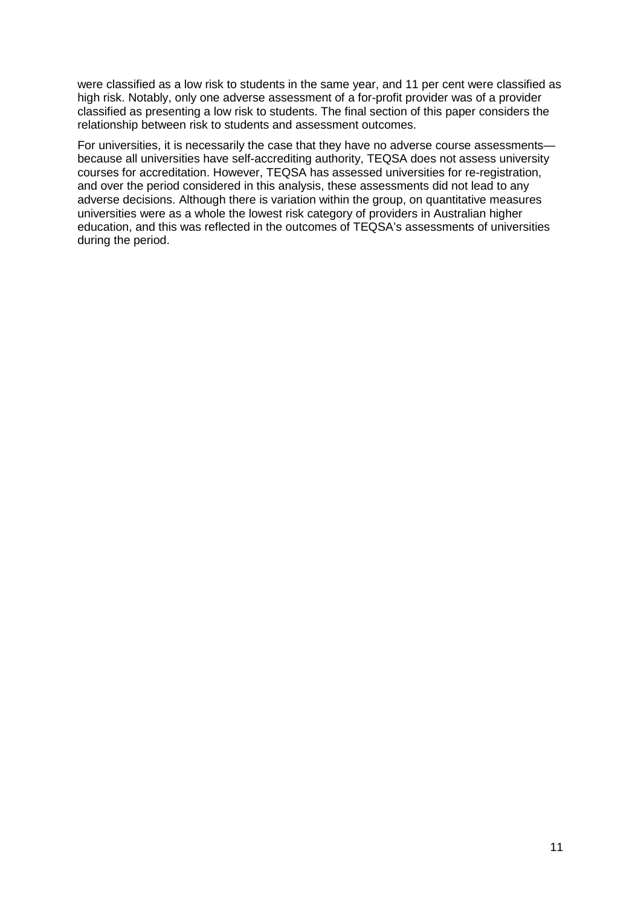were classified as a low risk to students in the same year, and 11 per cent were classified as high risk. Notably, only one adverse assessment of a for-profit provider was of a provider classified as presenting a low risk to students. The final section of this paper considers the relationship between risk to students and assessment outcomes.

For universities, it is necessarily the case that they have no adverse course assessments—because all universities have self-accrediting authority, TEQSA does not assess university courses for accreditation. However, TEQSA has assessed universities for re-registration, and over the period considered in this analysis, these assessments did not lead to any adverse decisions. Although there is variation within the group, on quantitative measures universities were as a whole the lowest risk category of providers in Australian higher education, and this was reflected in the outcomes of TEQSA's assessments of universities during the period.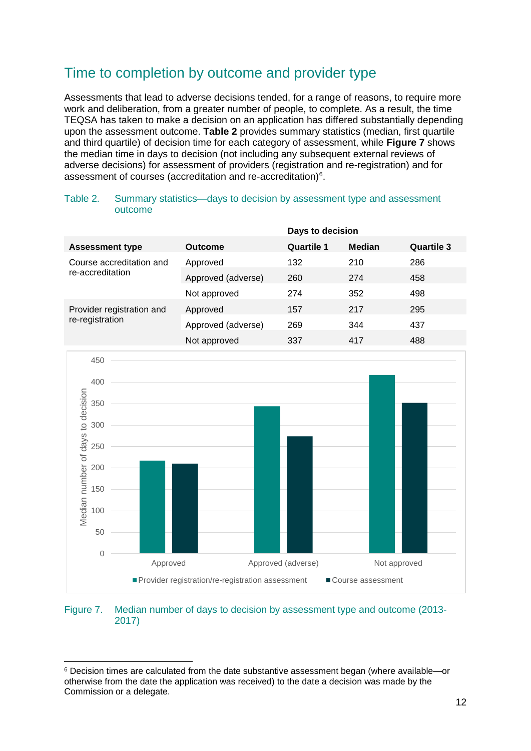## Time to completion by outcome and provider type

Assessments that lead to adverse decisions tended, for a range of reasons, to require more work and deliberation, from a greater number of people, to complete. As a result, the time TEQSA has taken to make a decision on an application has differed substantially depending upon the assessment outcome. **Table 2** provides summary statistics (median, first quartile and third quartile) of decision time for each category of assessment, while **Figure 7** shows the median time in days to decision (not including any subsequent external reviews of adverse decisions) for assessment of providers (registration and re-registration) and for assessment of courses (accreditation and re-accreditation)[6].

Table 2. Summary statistics—days to decision by assessment type and assessment outcome

| | | Days to decision | | |
|---|---|---|---|---|
| **Assessment type** | **Outcome** | **Quartile 1** | **Median** | **Quartile 3** |
| Course accreditation and re-accreditation | Approved | 132 | 210 | 286 |
| | Approved (adverse) | 260 | 274 | 458 |
| | Not approved | 274 | 352 | 498 |
| Provider registration and re-registration | Approved | 157 | 217 | 295 |
| | Approved (adverse) | 269 | 344 | 437 |
| | Not approved | 337 | 417 | 488 |

Figure 7. Median number of days to decision by assessment type and outcome (2013-2017)

[6] Decision times are calculated from the date substantive assessment began (where available—or otherwise from the date the application was received) to the date a decision was made by the Commission or a delegate.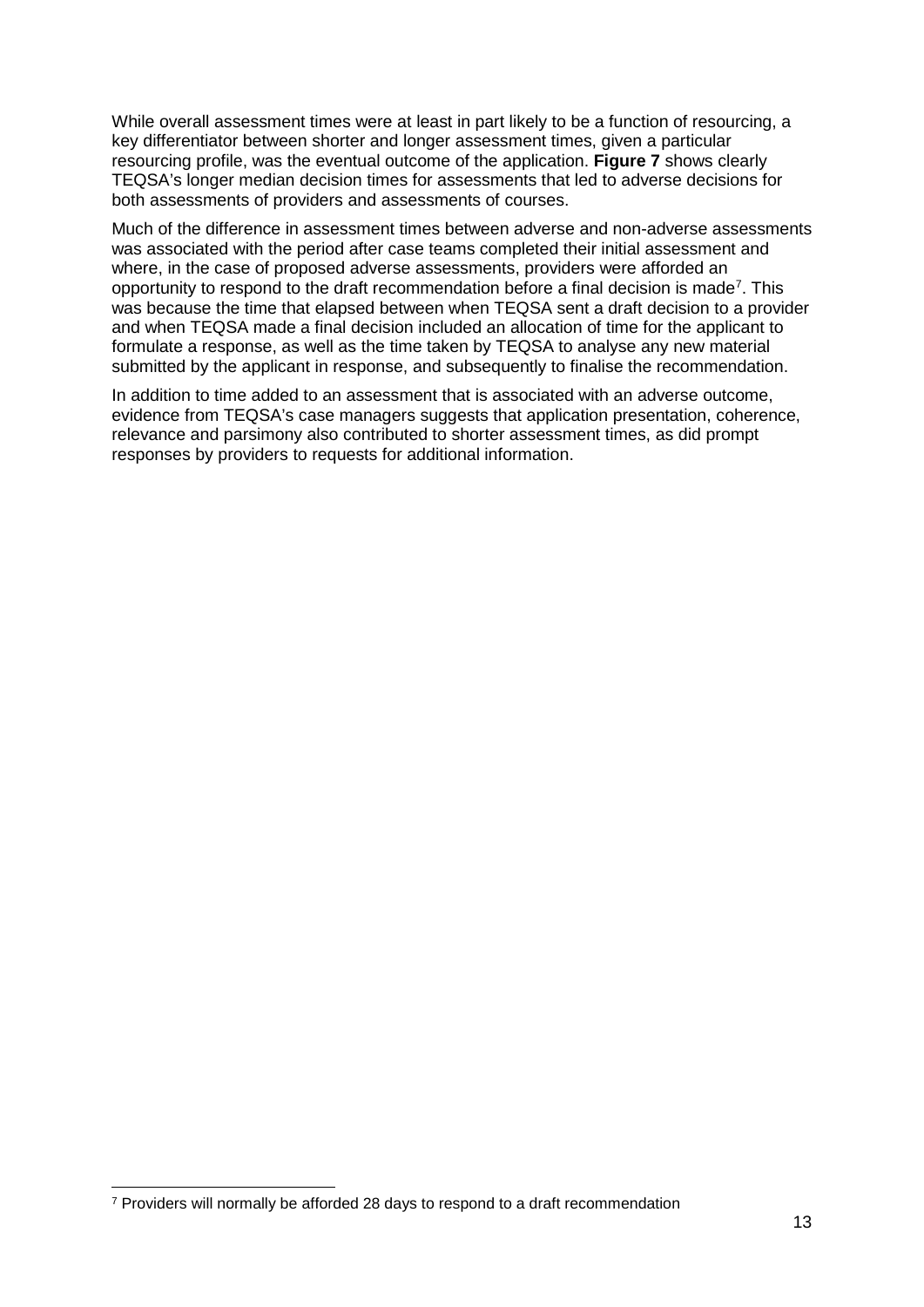While overall assessment times were at least in part likely to be a function of resourcing, a key differentiator between shorter and longer assessment times, given a particular resourcing profile, was the eventual outcome of the application. **Figure 7** shows clearly TEQSA's longer median decision times for assessments that led to adverse decisions for both assessments of providers and assessments of courses.

Much of the difference in assessment times between adverse and non-adverse assessments was associated with the period after case teams completed their initial assessment and where, in the case of proposed adverse assessments, providers were afforded an opportunity to respond to the draft recommendation before a final decision is made[7]. This was because the time that elapsed between when TEQSA sent a draft decision to a provider and when TEQSA made a final decision included an allocation of time for the applicant to formulate a response, as well as the time taken by TEQSA to analyse any new material submitted by the applicant in response, and subsequently to finalise the recommendation.

In addition to time added to an assessment that is associated with an adverse outcome, evidence from TEQSA's case managers suggests that application presentation, coherence, relevance and parsimony also contributed to shorter assessment times, as did prompt responses by providers to requests for additional information.

[7] Providers will normally be afforded 28 days to respond to a draft recommendation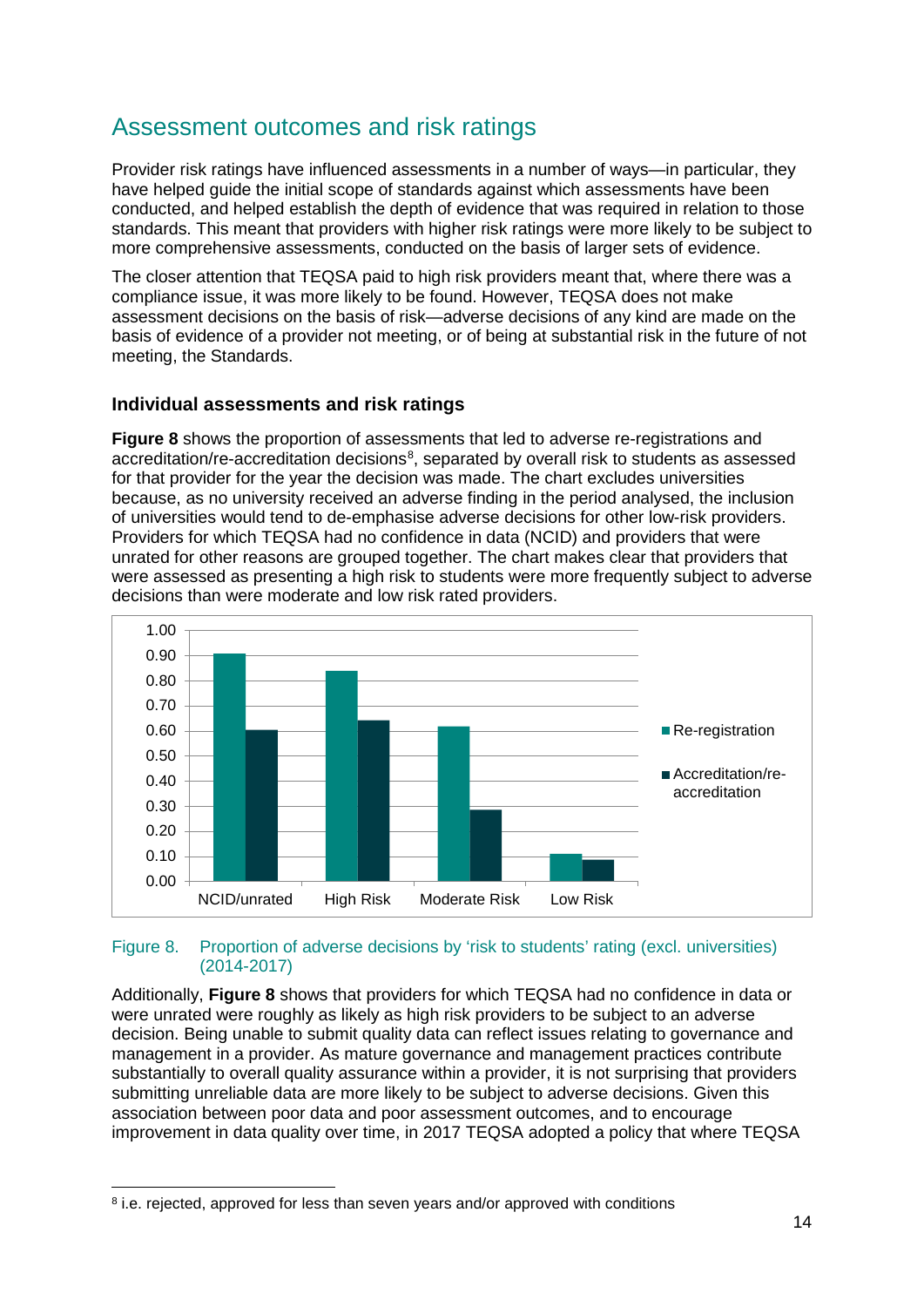## Assessment outcomes and risk ratings

Provider risk ratings have influenced assessments in a number of ways—in particular, they have helped guide the initial scope of standards against which assessments have been conducted, and helped establish the depth of evidence that was required in relation to those standards. This meant that providers with higher risk ratings were more likely to be subject to more comprehensive assessments, conducted on the basis of larger sets of evidence.

The closer attention that TEQSA paid to high risk providers meant that, where there was a compliance issue, it was more likely to be found. However, TEQSA does not make assessment decisions on the basis of risk—adverse decisions of any kind are made on the basis of evidence of a provider not meeting, or of being at substantial risk in the future of not meeting, the Standards.

### Individual assessments and risk ratings

**Figure 8** shows the proportion of assessments that led to adverse re-registrations and accreditation/re-accreditation decisions[8], separated by overall risk to students as assessed for that provider for the year the decision was made. The chart excludes universities because, as no university received an adverse finding in the period analysed, the inclusion of universities would tend to de-emphasise adverse decisions for other low-risk providers. Providers for which TEQSA had no confidence in data (NCID) and providers that were unrated for other reasons are grouped together. The chart makes clear that providers that were assessed as presenting a high risk to students were more frequently subject to adverse decisions than were moderate and low risk rated providers.

Figure 8. Proportion of adverse decisions by 'risk to students' rating (excl. universities) (2014-2017)

Additionally, **Figure 8** shows that providers for which TEQSA had no confidence in data or were unrated were roughly as likely as high risk providers to be subject to an adverse decision. Being unable to submit quality data can reflect issues relating to governance and management in a provider. As mature governance and management practices contribute substantially to overall quality assurance within a provider, it is not surprising that providers submitting unreliable data are more likely to be subject to adverse decisions. Given this association between poor data and poor assessment outcomes, and to encourage improvement in data quality over time, in 2017 TEQSA adopted a policy that where TEQSA

[8] i.e. rejected, approved for less than seven years and/or approved with conditions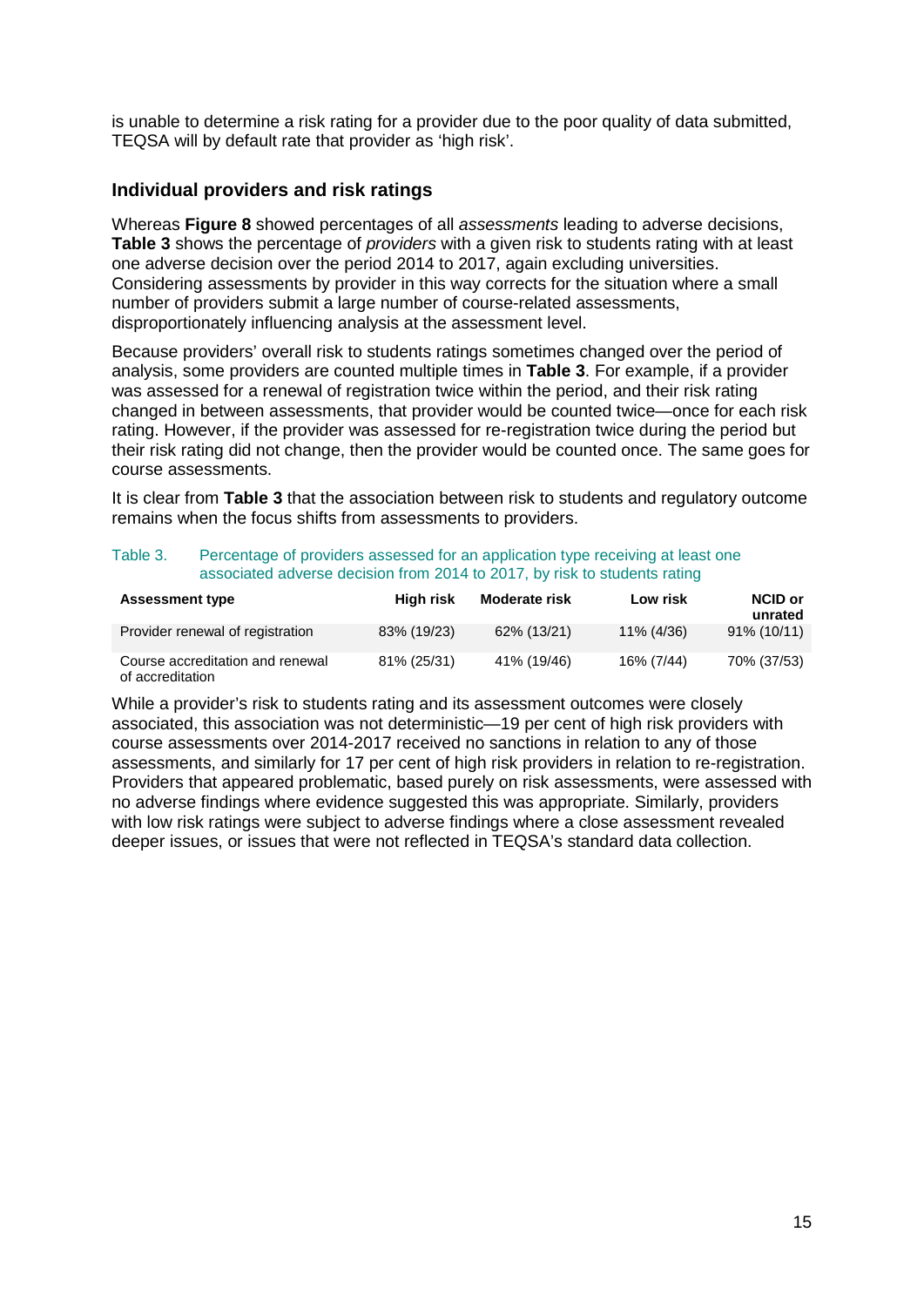is unable to determine a risk rating for a provider due to the poor quality of data submitted, TEQSA will by default rate that provider as 'high risk'.

### Individual providers and risk ratings

Whereas **Figure 8** showed percentages of all *assessments* leading to adverse decisions, **Table 3** shows the percentage of *providers* with a given risk to students rating with at least one adverse decision over the period 2014 to 2017, again excluding universities. Considering assessments by provider in this way corrects for the situation where a small number of providers submit a large number of course-related assessments, disproportionately influencing analysis at the assessment level.

Because providers' overall risk to students ratings sometimes changed over the period of analysis, some providers are counted multiple times in **Table 3**. For example, if a provider was assessed for a renewal of registration twice within the period, and their risk rating changed in between assessments, that provider would be counted twice—once for each risk rating. However, if the provider was assessed for re-registration twice during the period but their risk rating did not change, then the provider would be counted once. The same goes for course assessments.

It is clear from **Table 3** that the association between risk to students and regulatory outcome remains when the focus shifts from assessments to providers.

Table 3. Percentage of providers assessed for an application type receiving at least one associated adverse decision from 2014 to 2017, by risk to students rating

| Assessment type | High risk | Moderate risk | Low risk | NCID or unrated |
|---|---|---|---|---|
| Provider renewal of registration | 83% (19/23) | 62% (13/21) | 11% (4/36) | 91% (10/11) |
| Course accreditation and renewal of accreditation | 81% (25/31) | 41% (19/46) | 16% (7/44) | 70% (37/53) |

While a provider's risk to students rating and its assessment outcomes were closely associated, this association was not deterministic—19 per cent of high risk providers with course assessments over 2014-2017 received no sanctions in relation to any of those assessments, and similarly for 17 per cent of high risk providers in relation to re-registration. Providers that appeared problematic, based purely on risk assessments, were assessed with no adverse findings where evidence suggested this was appropriate. Similarly, providers with low risk ratings were subject to adverse findings where a close assessment revealed deeper issues, or issues that were not reflected in TEQSA's standard data collection.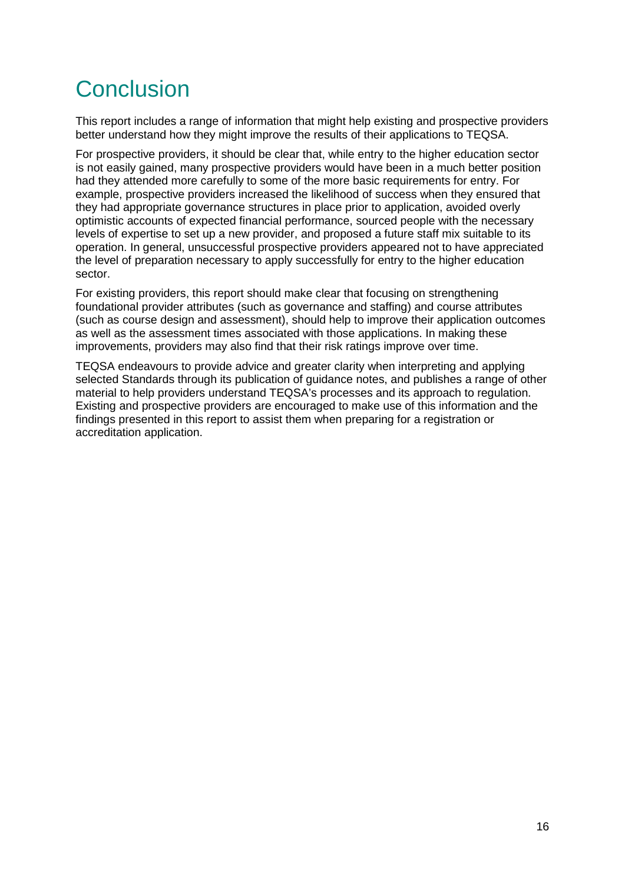# Conclusion

This report includes a range of information that might help existing and prospective providers better understand how they might improve the results of their applications to TEQSA.

For prospective providers, it should be clear that, while entry to the higher education sector is not easily gained, many prospective providers would have been in a much better position had they attended more carefully to some of the more basic requirements for entry. For example, prospective providers increased the likelihood of success when they ensured that they had appropriate governance structures in place prior to application, avoided overly optimistic accounts of expected financial performance, sourced people with the necessary levels of expertise to set up a new provider, and proposed a future staff mix suitable to its operation. In general, unsuccessful prospective providers appeared not to have appreciated the level of preparation necessary to apply successfully for entry to the higher education sector.

For existing providers, this report should make clear that focusing on strengthening foundational provider attributes (such as governance and staffing) and course attributes (such as course design and assessment), should help to improve their application outcomes as well as the assessment times associated with those applications. In making these improvements, providers may also find that their risk ratings improve over time.

TEQSA endeavours to provide advice and greater clarity when interpreting and applying selected Standards through its publication of guidance notes, and publishes a range of other material to help providers understand TEQSA's processes and its approach to regulation. Existing and prospective providers are encouraged to make use of this information and the findings presented in this report to assist them when preparing for a registration or accreditation application.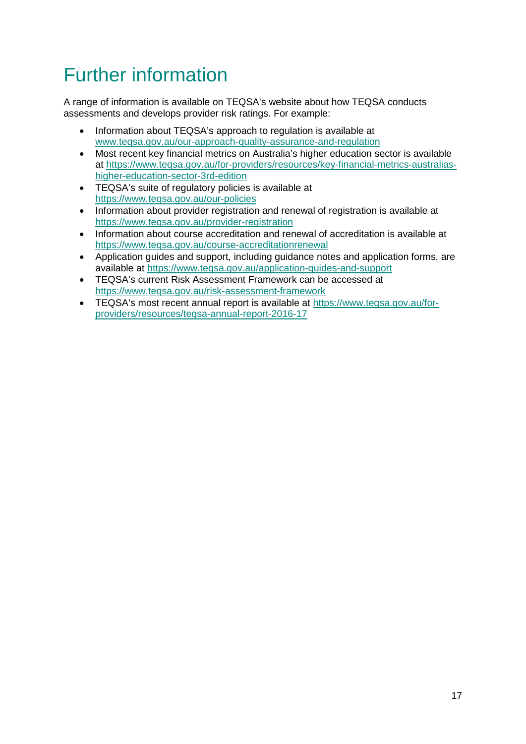# Further information

A range of information is available on TEQSA's website about how TEQSA conducts assessments and develops provider risk ratings. For example:

- Information about TEQSA's approach to regulation is available at www.teqsa.gov.au/our-approach-quality-assurance-and-regulation
- Most recent key financial metrics on Australia's higher education sector is available at https://www.teqsa.gov.au/for-providers/resources/key-financial-metrics-australias-higher-education-sector-3rd-edition
- TEQSA's suite of regulatory policies is available at https://www.teqsa.gov.au/our-policies
- Information about provider registration and renewal of registration is available at https://www.teqsa.gov.au/provider-registration
- Information about course accreditation and renewal of accreditation is available at https://www.teqsa.gov.au/course-accreditationrenewal
- Application guides and support, including guidance notes and application forms, are available at https://www.teqsa.gov.au/application-guides-and-support
- TEQSA's current Risk Assessment Framework can be accessed at https://www.teqsa.gov.au/risk-assessment-framework
- TEQSA's most recent annual report is available at https://www.teqsa.gov.au/for-providers/resources/teqsa-annual-report-2016-17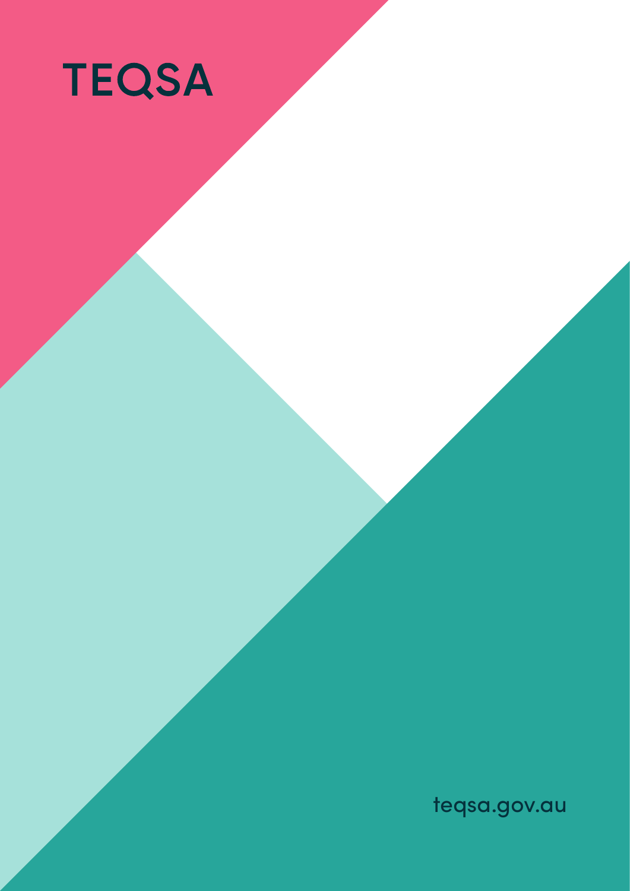TEQSA

teqsa.gov.au